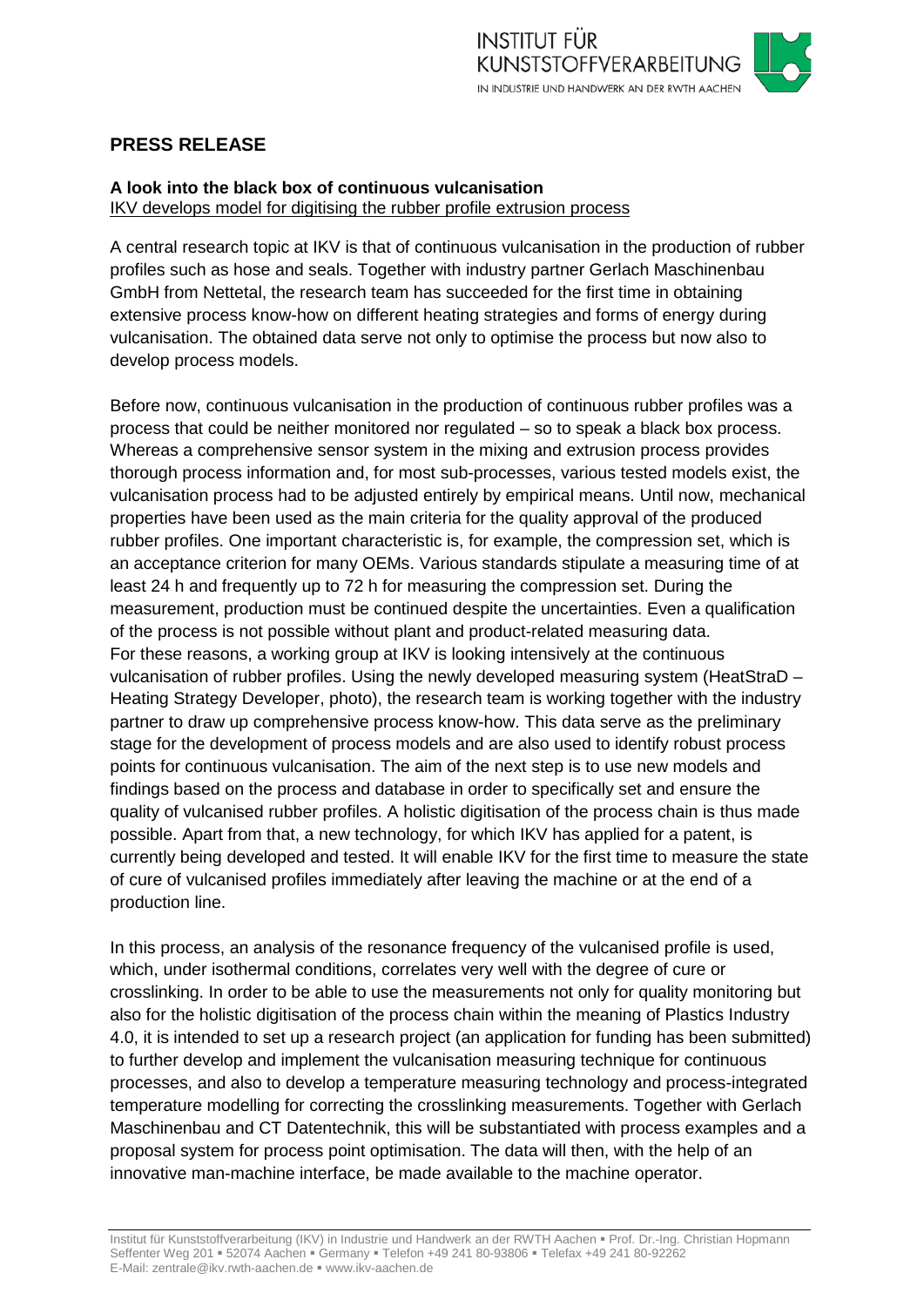## PRESS RELEASE

**A look into the black box of continuous vulcanisation**
IKV develops model for digitising the rubber profile extrusion process

A central research topic at IKV is that of continuous vulcanisation in the production of rubber profiles such as hose and seals. Together with industry partner Gerlach Maschinenbau GmbH from Nettetal, the research team has succeeded for the first time in obtaining extensive process know-how on different heating strategies and forms of energy during vulcanisation. The obtained data serve not only to optimise the process but now also to develop process models.

Before now, continuous vulcanisation in the production of continuous rubber profiles was a process that could be neither monitored nor regulated – so to speak a black box process. Whereas a comprehensive sensor system in the mixing and extrusion process provides thorough process information and, for most sub-processes, various tested models exist, the vulcanisation process had to be adjusted entirely by empirical means. Until now, mechanical properties have been used as the main criteria for the quality approval of the produced rubber profiles. One important characteristic is, for example, the compression set, which is an acceptance criterion for many OEMs. Various standards stipulate a measuring time of at least 24 h and frequently up to 72 h for measuring the compression set. During the measurement, production must be continued despite the uncertainties. Even a qualification of the process is not possible without plant and product-related measuring data.
For these reasons, a working group at IKV is looking intensively at the continuous vulcanisation of rubber profiles. Using the newly developed measuring system (HeatStraD – Heating Strategy Developer, photo), the research team is working together with the industry partner to draw up comprehensive process know-how. This data serve as the preliminary stage for the development of process models and are also used to identify robust process points for continuous vulcanisation. The aim of the next step is to use new models and findings based on the process and database in order to specifically set and ensure the quality of vulcanised rubber profiles. A holistic digitisation of the process chain is thus made possible. Apart from that, a new technology, for which IKV has applied for a patent, is currently being developed and tested. It will enable IKV for the first time to measure the state of cure of vulcanised profiles immediately after leaving the machine or at the end of a production line.

In this process, an analysis of the resonance frequency of the vulcanised profile is used, which, under isothermal conditions, correlates very well with the degree of cure or crosslinking. In order to be able to use the measurements not only for quality monitoring but also for the holistic digitisation of the process chain within the meaning of Plastics Industry 4.0, it is intended to set up a research project (an application for funding has been submitted) to further develop and implement the vulcanisation measuring technique for continuous processes, and also to develop a temperature measuring technology and process-integrated temperature modelling for correcting the crosslinking measurements. Together with Gerlach Maschinenbau and CT Datentechnik, this will be substantiated with process examples and a proposal system for process point optimisation. The data will then, with the help of an innovative man-machine interface, be made available to the machine operator.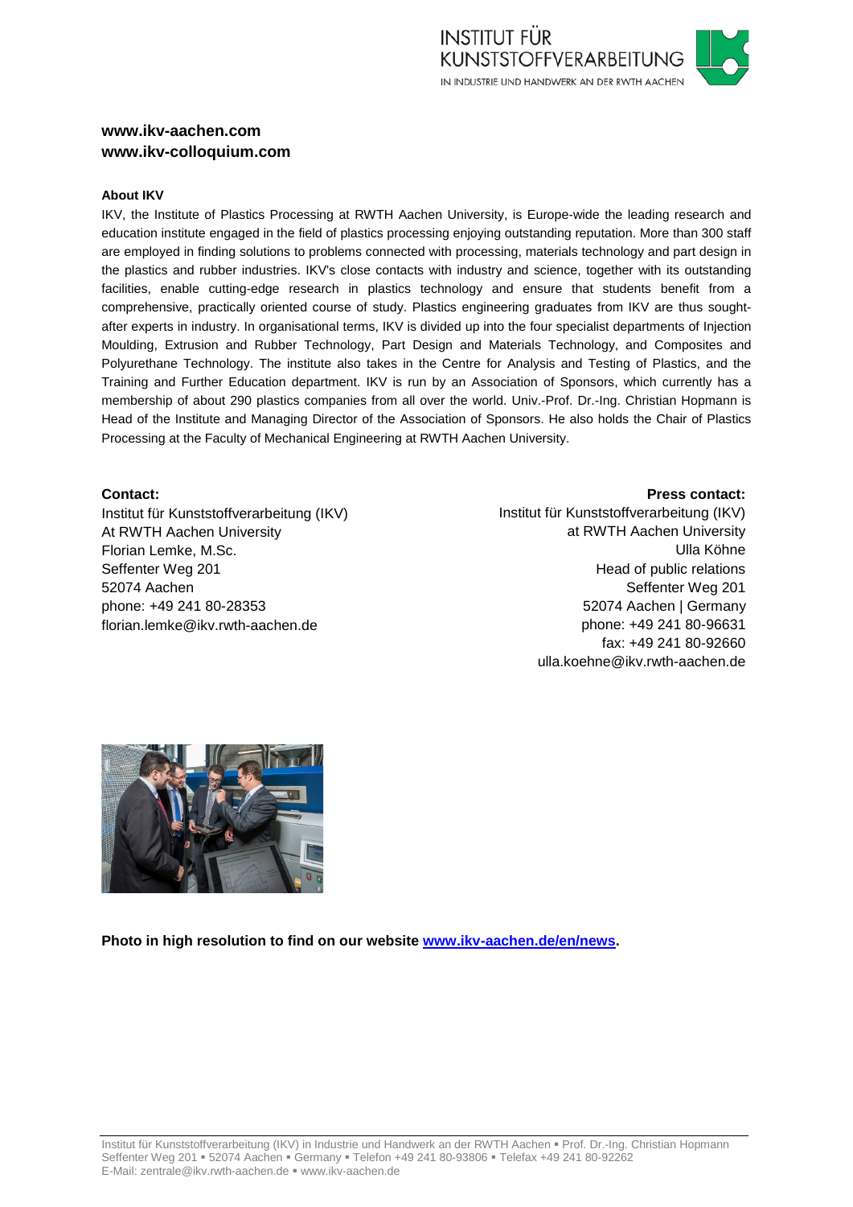**www.ikv-aachen.com**
**www.ikv-colloquium.com**

**About IKV**

IKV, the Institute of Plastics Processing at RWTH Aachen University, is Europe-wide the leading research and education institute engaged in the field of plastics processing enjoying outstanding reputation. More than 300 staff are employed in finding solutions to problems connected with processing, materials technology and part design in the plastics and rubber industries. IKV's close contacts with industry and science, together with its outstanding facilities, enable cutting-edge research in plastics technology and ensure that students benefit from a comprehensive, practically oriented course of study. Plastics engineering graduates from IKV are thus sought-after experts in industry. In organisational terms, IKV is divided up into the four specialist departments of Injection Moulding, Extrusion and Rubber Technology, Part Design and Materials Technology, and Composites and Polyurethane Technology. The institute also takes in the Centre for Analysis and Testing of Plastics, and the Training and Further Education department. IKV is run by an Association of Sponsors, which currently has a membership of about 290 plastics companies from all over the world. Univ.-Prof. Dr.-Ing. Christian Hopmann is Head of the Institute and Managing Director of the Association of Sponsors. He also holds the Chair of Plastics Processing at the Faculty of Mechanical Engineering at RWTH Aachen University.

**Contact:**
Institut für Kunststoffverarbeitung (IKV)
At RWTH Aachen University
Florian Lemke, M.Sc.
Seffenter Weg 201
52074 Aachen
phone: +49 241 80-28353
florian.lemke@ikv.rwth-aachen.de

**Press contact:**
Institut für Kunststoffverarbeitung (IKV)
at RWTH Aachen University
Ulla Köhne
Head of public relations
Seffenter Weg 201
52074 Aachen | Germany
phone: +49 241 80-96631
fax: +49 241 80-92660
ulla.koehne@ikv.rwth-aachen.de

**Photo in high resolution to find on our website [www.ikv-aachen.de/en/news](www.ikv-aachen.de/en/news).**